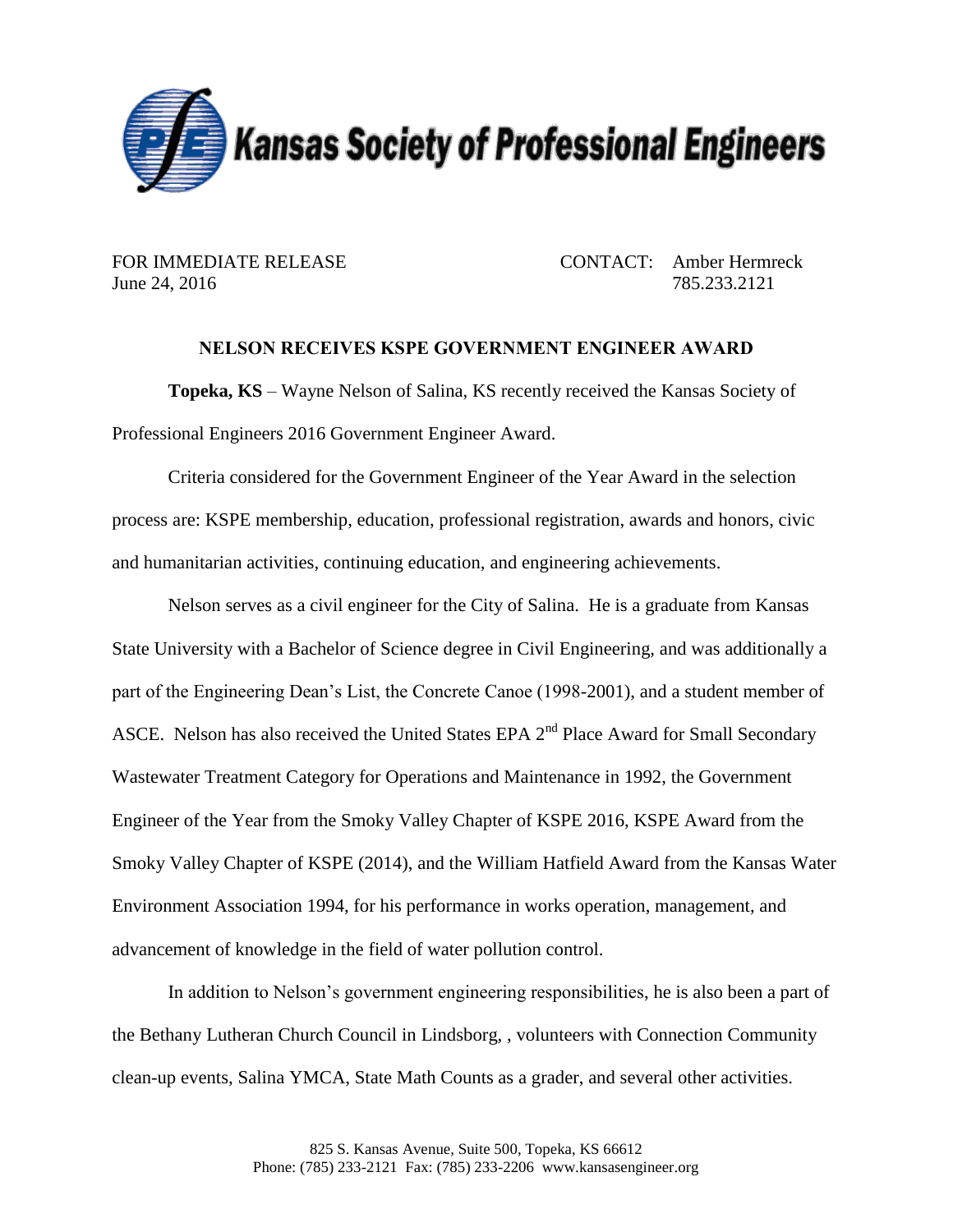# Kansas Society of Professional Engineers

FOR IMMEDIATE RELEASE
June 24, 2016

CONTACT: Amber Hermreck
785.233.2121

## NELSON RECEIVES KSPE GOVERNMENT ENGINEER AWARD

**Topeka, KS** – Wayne Nelson of Salina, KS recently received the Kansas Society of Professional Engineers 2016 Government Engineer Award.

Criteria considered for the Government Engineer of the Year Award in the selection process are: KSPE membership, education, professional registration, awards and honors, civic and humanitarian activities, continuing education, and engineering achievements.

Nelson serves as a civil engineer for the City of Salina. He is a graduate from Kansas State University with a Bachelor of Science degree in Civil Engineering, and was additionally a part of the Engineering Dean's List, the Concrete Canoe (1998-2001), and a student member of ASCE. Nelson has also received the United States EPA 2nd Place Award for Small Secondary Wastewater Treatment Category for Operations and Maintenance in 1992, the Government Engineer of the Year from the Smoky Valley Chapter of KSPE 2016, KSPE Award from the Smoky Valley Chapter of KSPE (2014), and the William Hatfield Award from the Kansas Water Environment Association 1994, for his performance in works operation, management, and advancement of knowledge in the field of water pollution control.

In addition to Nelson's government engineering responsibilities, he is also been a part of the Bethany Lutheran Church Council in Lindsborg, , volunteers with Connection Community clean-up events, Salina YMCA, State Math Counts as a grader, and several other activities.

825 S. Kansas Avenue, Suite 500, Topeka, KS 66612
Phone: (785) 233-2121 Fax: (785) 233-2206 www.kansasengineer.org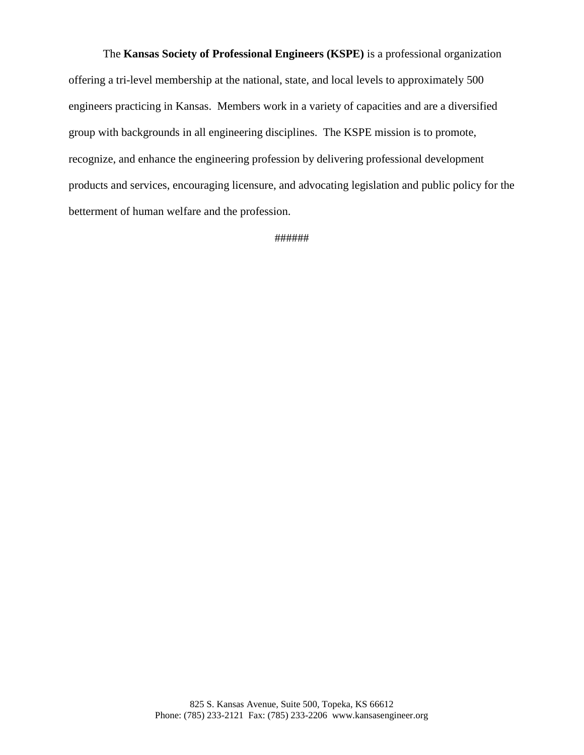The **Kansas Society of Professional Engineers (KSPE)** is a professional organization offering a tri-level membership at the national, state, and local levels to approximately 500 engineers practicing in Kansas. Members work in a variety of capacities and are a diversified group with backgrounds in all engineering disciplines. The KSPE mission is to promote, recognize, and enhance the engineering profession by delivering professional development products and services, encouraging licensure, and advocating legislation and public policy for the betterment of human welfare and the profession.

######